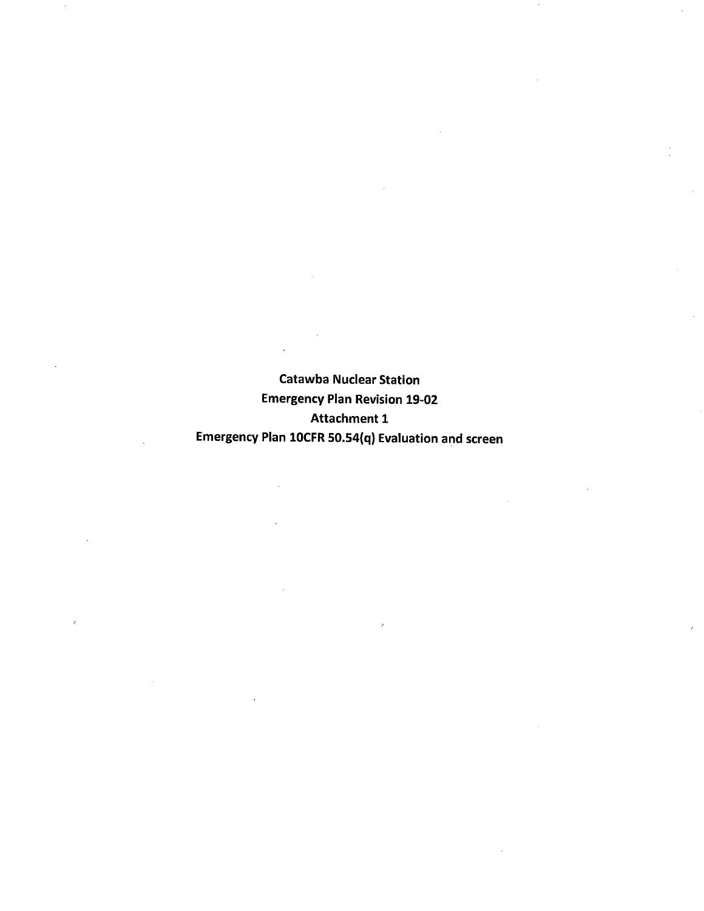**Catawba Nuclear Station**
**Emergency Plan Revision 19-02**
**Attachment 1**
**Emergency Plan 10CFR 50.54(q) Evaluation and screen**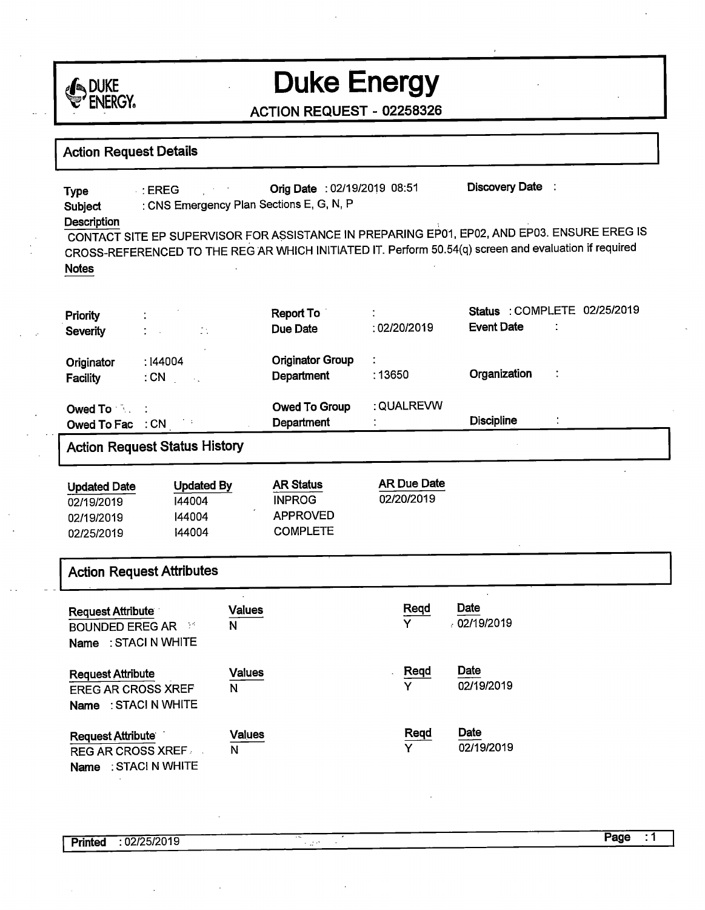# Duke Energy

## ACTION REQUEST - 02258326

### Action Request Details

| | | | | | |
|---|---|---|---|---|---|
| **Type** | : EREG | **Orig Date** | : 02/19/2019 08:51 | **Discovery Date** | : |
| **Subject** | : CNS Emergency Plan Sections E, G, N, P | | | | |

**Description**

CONTACT SITE EP SUPERVISOR FOR ASSISTANCE IN PREPARING EP01, EP02, AND EP03. ENSURE EREG IS CROSS-REFERENCED TO THE REG AR WHICH INITIATED IT. Perform 50.54(q) screen and evaluation if required

**Notes**

| | | | | | |
|---|---|---|---|---|---|
| **Priority** | : | **Report To** | : | **Status** | : COMPLETE 02/25/2019 |
| **Severity** | : | **Due Date** | : 02/20/2019 | **Event Date** | : |
| **Originator** | : I44004 | **Originator Group** | : | | |
| **Facility** | : CN | **Department** | : 13650 | **Organization** | : |
| **Owed To** | : | **Owed To Group** | : QUALREVW | | |
| **Owed To Fac** | : CN | **Department** | : | **Discipline** | : |

### Action Request Status History

| Updated Date | Updated By | AR Status | AR Due Date |
|---|---|---|---|
| 02/19/2019 | I44004 | INPROG | 02/20/2019 |
| 02/19/2019 | I44004 | APPROVED | |
| 02/25/2019 | I44004 | COMPLETE | |

### Action Request Attributes

| Request Attribute | Values | Reqd | Date |
|---|---|---|---|
| BOUNDED EREG AR | N | Y | 02/19/2019 |
| Name : STACI N WHITE | | | |

| Request Attribute | Values | Reqd | Date |
|---|---|---|---|
| EREG AR CROSS XREF | N | Y | 02/19/2019 |
| Name : STACI N WHITE | | | |

| Request Attribute | Values | Reqd | Date |
|---|---|---|---|
| REG AR CROSS XREF | N | Y | 02/19/2019 |
| Name : STACI N WHITE | | | |

**Printed** : 02/25/2019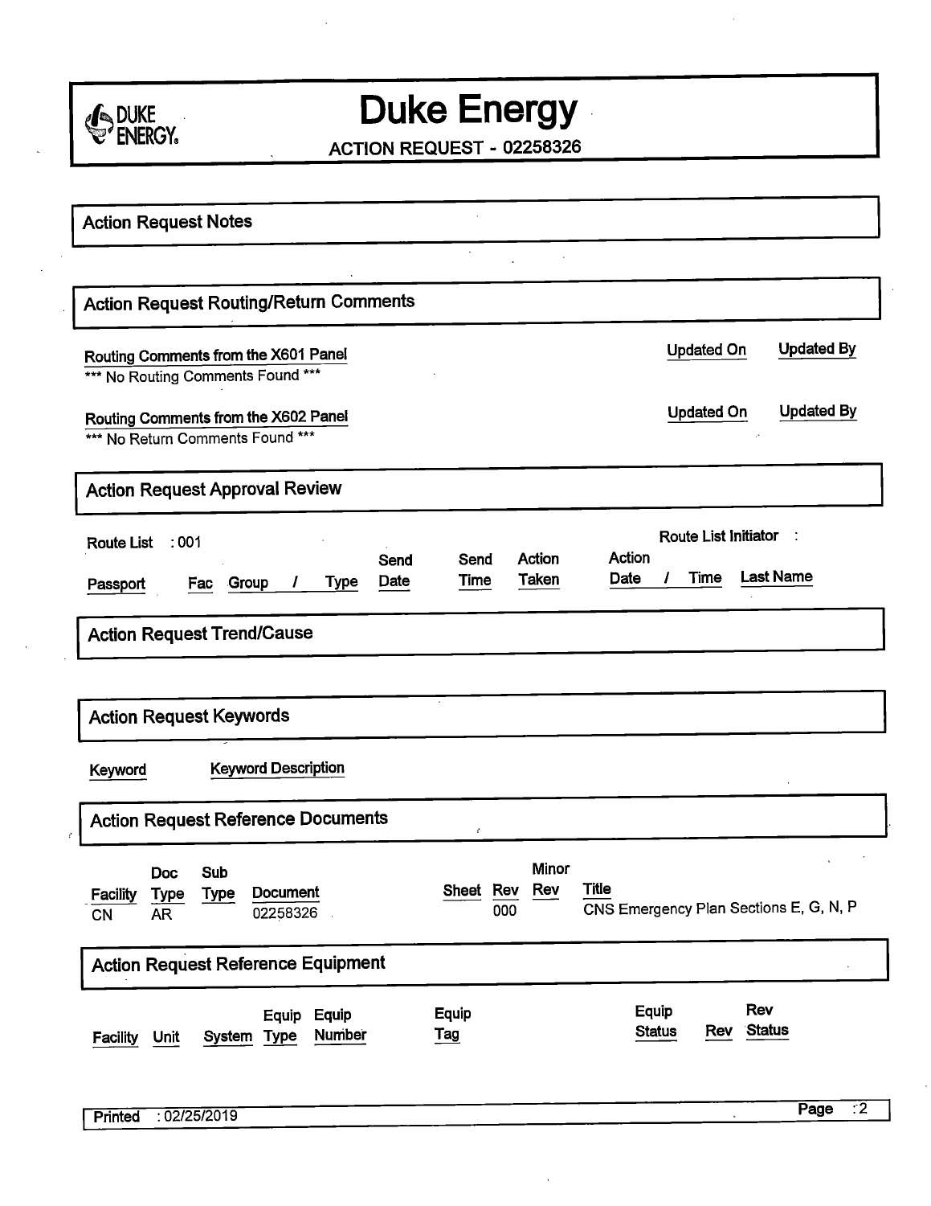# Duke Energy

**ACTION REQUEST - 02258326**

## Action Request Notes

## Action Request Routing/Return Comments

| Routing Comments from the X601 Panel | Updated On | Updated By |
|---|---|---|
| *** No Routing Comments Found *** | | |

| Routing Comments from the X602 Panel | Updated On | Updated By |
|---|---|---|
| *** No Return Comments Found *** | | |

## Action Request Approval Review

Route List : 001

Route List Initiator :

| Passport | Fac | Group / Type | Send Date | Send Time | Action Taken | Action Date / Time | Last Name |
|---|---|---|---|---|---|---|---|

## Action Request Trend/Cause

## Action Request Keywords

| Keyword | Keyword Description |
|---|---|

## Action Request Reference Documents

| Facility | Doc Type | Sub Type | Document | Sheet | Rev | Minor Rev | Title |
|---|---|---|---|---|---|---|---|
| CN | AR | | 02258326 | | 000 | | CNS Emergency Plan Sections E, G, N, P |

## Action Request Reference Equipment

| Facility | Unit | System | Equip Type | Equip Number | Equip Tag | Equip Status | Rev | Rev Status |
|---|---|---|---|---|---|---|---|---|

Printed : 02/25/2019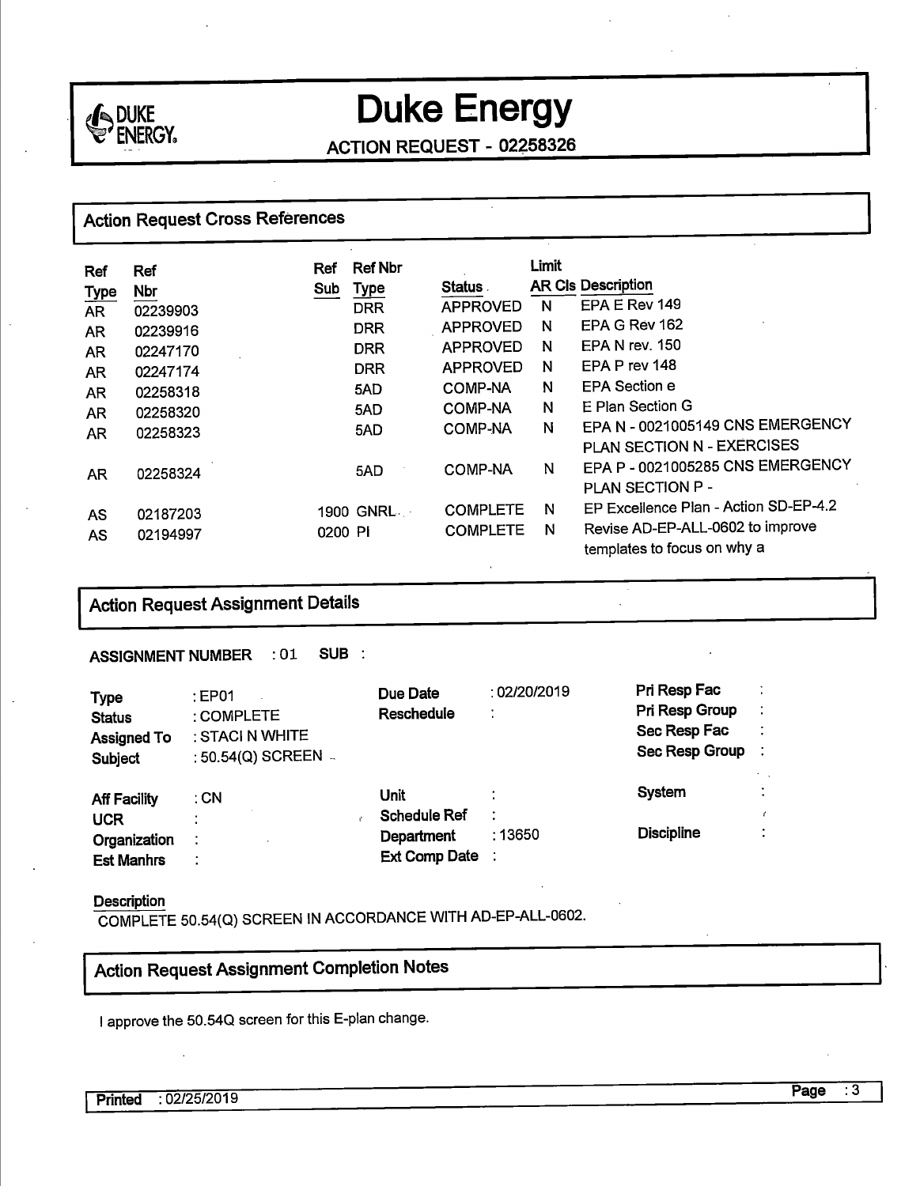# Duke Energy

## ACTION REQUEST - 02258326

## Action Request Cross References

| Ref Type | Ref Nbr | Ref Sub | Ref Nbr Type | Status | Limit AR Cls | Description |
|---|---|---|---|---|---|---|
| AR | 02239903 | | DRR | APPROVED | N | EPA E Rev 149 |
| AR | 02239916 | | DRR | APPROVED | N | EPA G Rev 162 |
| AR | 02247170 | | DRR | APPROVED | N | EPA N rev. 150 |
| AR | 02247174 | | DRR | APPROVED | N | EPA P rev 148 |
| AR | 02258318 | | 5AD | COMP-NA | N | EPA Section e |
| AR | 02258320 | | 5AD | COMP-NA | N | E Plan Section G |
| AR | 02258323 | | 5AD | COMP-NA | N | EPA N - 0021005149 CNS EMERGENCY PLAN SECTION N - EXERCISES |
| AR | 02258324 | | 5AD | COMP-NA | N | EPA P - 0021005285 CNS EMERGENCY PLAN SECTION P - |
| AS | 02187203 | 1900 | GNRL | COMPLETE | N | EP Excellence Plan - Action SD-EP-4.2 |
| AS | 02194997 | 0200 | PI | COMPLETE | N | Revise AD-EP-ALL-0602 to improve templates to focus on why a |

## Action Request Assignment Details

**ASSIGNMENT NUMBER** : 01 **SUB** :

| | | | | | |
|---|---|---|---|---|---|
| **Type** | : EP01 | **Due Date** | : 02/20/2019 | **Pri Resp Fac** | : |
| **Status** | : COMPLETE | **Reschedule** | : | **Pri Resp Group** | : |
| **Assigned To** | : STACI N WHITE | | | **Sec Resp Fac** | : |
| **Subject** | : 50.54(Q) SCREEN | | | **Sec Resp Group** | : |
| **Aff Facility** | : CN | **Unit** | : | **System** | : |
| **UCR** | : | **Schedule Ref** | : | | |
| **Organization** | : | **Department** | : 13650 | **Discipline** | : |
| **Est Manhrs** | : | **Ext Comp Date** | : | | |

**Description**

COMPLETE 50.54(Q) SCREEN IN ACCORDANCE WITH AD-EP-ALL-0602.

## Action Request Assignment Completion Notes

I approve the 50.54Q screen for this E-plan change.

**Printed** : 02/25/2019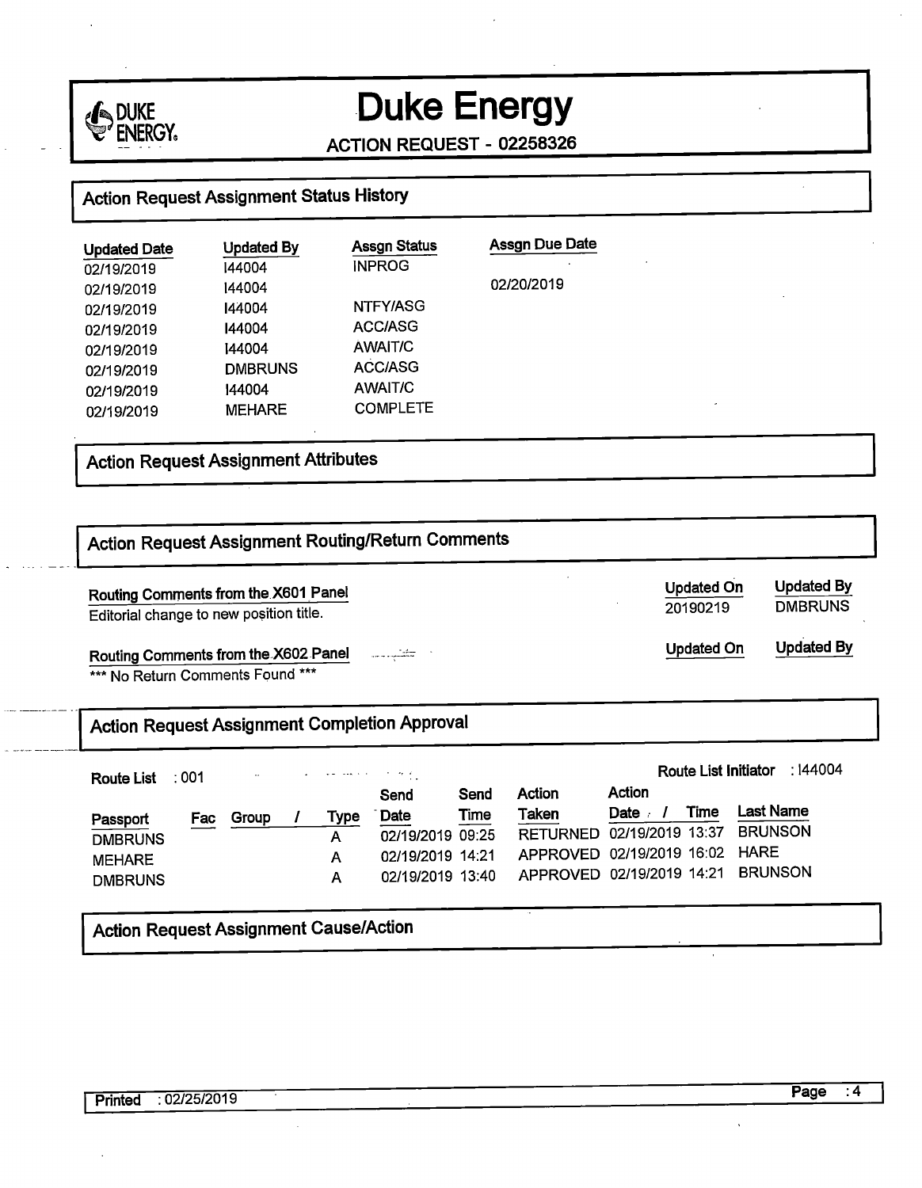# Duke Energy

**ACTION REQUEST - 02258326**

## Action Request Assignment Status History

| Updated Date | Updated By | Assgn Status | Assgn Due Date |
|---|---|---|---|
| 02/19/2019 | I44004 | INPROG | |
| 02/19/2019 | I44004 | | 02/20/2019 |
| 02/19/2019 | I44004 | NTFY/ASG | |
| 02/19/2019 | I44004 | ACC/ASG | |
| 02/19/2019 | I44004 | AWAIT/C | |
| 02/19/2019 | DMBRUNS | ACC/ASG | |
| 02/19/2019 | I44004 | AWAIT/C | |
| 02/19/2019 | MEHARE | COMPLETE | |

## Action Request Assignment Attributes

## Action Request Assignment Routing/Return Comments

| Routing Comments from the X601 Panel | Updated On | Updated By |
|---|---|---|
| Editorial change to new position title. | 20190219 | DMBRUNS |

| Routing Comments from the X602 Panel | Updated On | Updated By |
|---|---|---|
| *** No Return Comments Found *** | | |

## Action Request Assignment Completion Approval

Route List : 001

Route List Initiator : I44004

| Passport | Fac | Group / | Type | Send Date | Send Time | Action Taken | Action Date / Time | Last Name |
|---|---|---|---|---|---|---|---|---|
| DMBRUNS | | | A | 02/19/2019 | 09:25 | RETURNED | 02/19/2019 13:37 | BRUNSON |
| MEHARE | | | A | 02/19/2019 | 14:21 | APPROVED | 02/19/2019 16:02 | HARE |
| DMBRUNS | | | A | 02/19/2019 | 13:40 | APPROVED | 02/19/2019 14:21 | BRUNSON |

## Action Request Assignment Cause/Action

Printed : 02/25/2019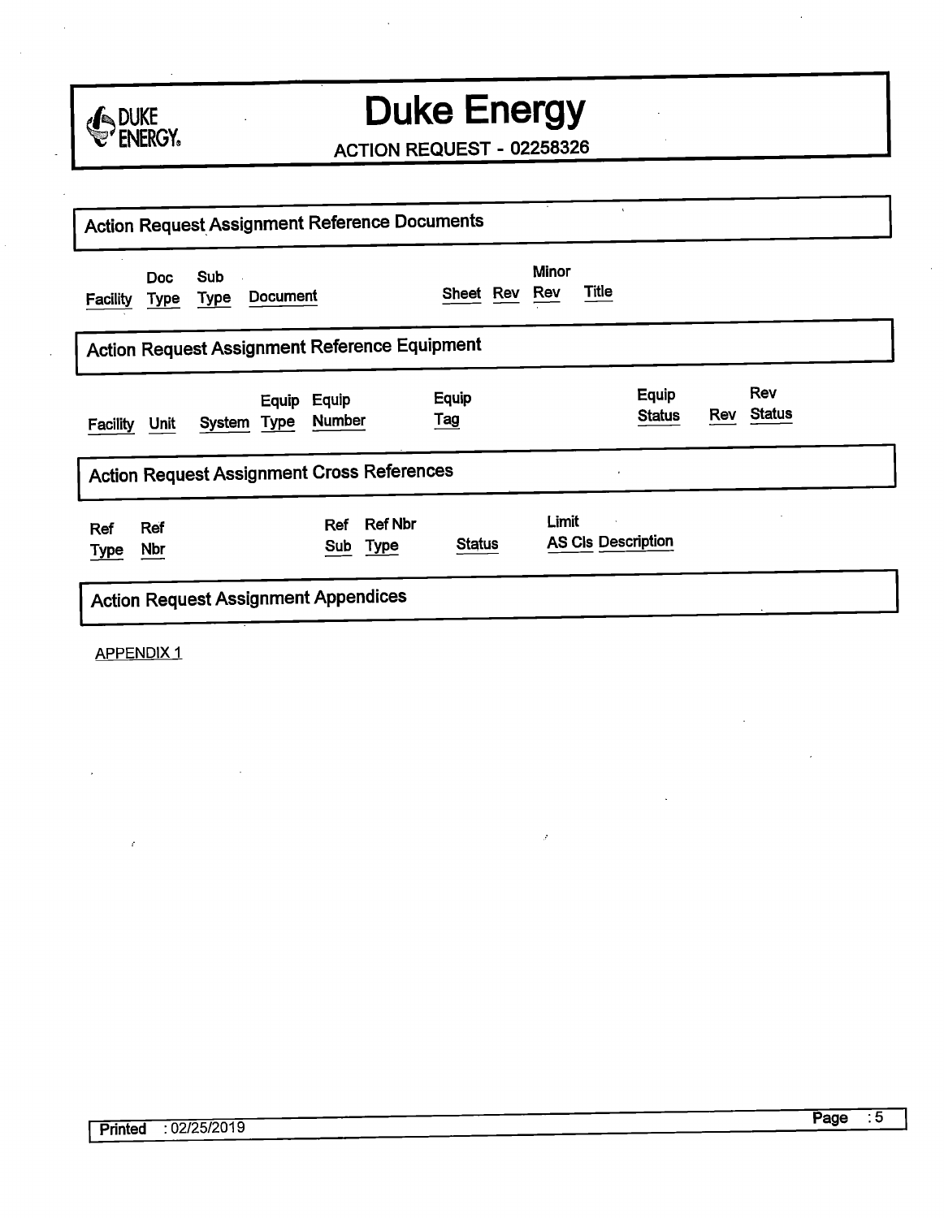# Duke Energy

**ACTION REQUEST - 02258326**

## Action Request Assignment Reference Documents

| Facility | Doc Type | Sub Type | Document | Sheet | Rev | Minor Rev | Title |
|---|---|---|---|---|---|---|---|

## Action Request Assignment Reference Equipment

| Facility | Unit | System | Equip Type | Equip Number | Equip Tag | Equip Status | Rev | Rev Status |
|---|---|---|---|---|---|---|---|---|

## Action Request Assignment Cross References

| Ref Type | Ref Nbr | Ref Sub | Ref Nbr Type | Status | Limit AS Cls | Description |
|---|---|---|---|---|---|---|

## Action Request Assignment Appendices

APPENDIX 1

Printed : 02/25/2019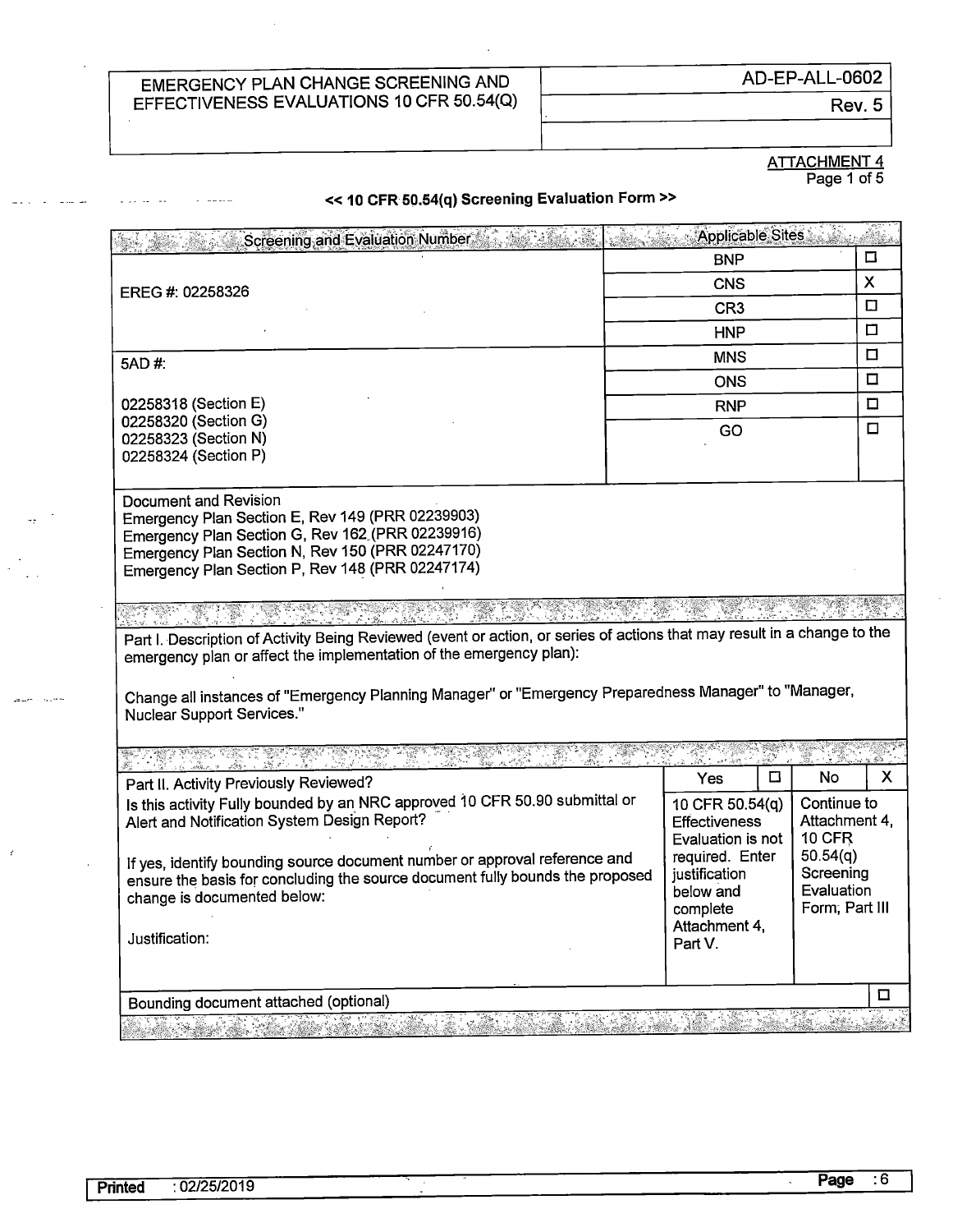| EMERGENCY PLAN CHANGE SCREENING AND EFFECTIVENESS EVALUATIONS 10 CFR 50.54(Q) | AD-EP-ALL-0602 |
|---|---|
| | Rev. 5 |

ATTACHMENT 4
Page 1 of 5

## << 10 CFR 50.54(q) Screening Evaluation Form >>

| Screening and Evaluation Number | Applicable Sites | |
|---|---|---|
| EREG #: 02258326 | BNP | ☐ |
| | CNS | X |
| | CR3 | ☐ |
| | HNP | ☐ |
| 5AD #: | MNS | ☐ |
| 02258318 (Section E)<br>02258320 (Section G)<br>02258323 (Section N)<br>02258324 (Section P) | ONS | ☐ |
| | RNP | ☐ |
| | GO | ☐ |

Document and Revision
Emergency Plan Section E, Rev 149 (PRR 02239903)
Emergency Plan Section G, Rev 162 (PRR 02239916)
Emergency Plan Section N, Rev 150 (PRR 02247170)
Emergency Plan Section P, Rev 148 (PRR 02247174)

Part I. Description of Activity Being Reviewed (event or action, or series of actions that may result in a change to the emergency plan or affect the implementation of the emergency plan):

Change all instances of "Emergency Planning Manager" or "Emergency Preparedness Manager" to "Manager, Nuclear Support Services."

| Part II. Activity Previously Reviewed? | Yes ☐ | No X |
|---|---|---|
| Is this activity Fully bounded by an NRC approved 10 CFR 50.90 submittal or Alert and Notification System Design Report?<br><br>If yes, identify bounding source document number or approval reference and ensure the basis for concluding the source document fully bounds the proposed change is documented below:<br><br>Justification: | 10 CFR 50.54(q) Effectiveness Evaluation is not required. Enter justification below and complete Attachment 4, Part V. | Continue to Attachment 4, 10 CFR 50.54(q) Screening Evaluation Form, Part III |
| Bounding document attached (optional) | | ☐ |

Printed : 02/25/2019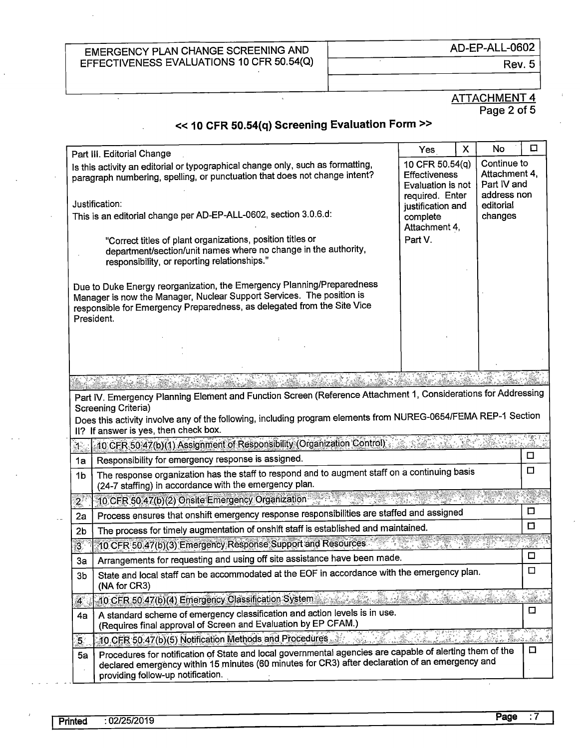EMERGENCY PLAN CHANGE SCREENING AND EFFECTIVENESS EVALUATIONS 10 CFR 50.54(Q) | AD-EP-ALL-0602 | Rev. 5

ATTACHMENT 4
Page 2 of 5

## << 10 CFR 50.54(q) Screening Evaluation Form >>

| Part III. Editorial Change | Yes ☒ | No ☐ |
|---|---|---|
| Is this activity an editorial or typographical change only, such as formatting, paragraph numbering, spelling, or punctuation that does not change intent?<br><br>Justification:<br>This is an editorial change per AD-EP-ALL-0602, section 3.0.6.d:<br><br>"Correct titles of plant organizations, position titles or department/section/unit names where no change in the authority, responsibility, or reporting relationships."<br><br>Due to Duke Energy reorganization, the Emergency Planning/Preparedness Manager is now the Manager, Nuclear Support Services. The position is responsible for Emergency Preparedness, as delegated from the Site Vice President. | 10 CFR 50.54(q) Effectiveness Evaluation is not required. Enter justification and complete Attachment 4, Part V. | Continue to Attachment 4, Part IV and address non editorial changes |

**Part IV. Emergency Planning Element and Function Screen (Reference Attachment 1, Considerations for Addressing Screening Criteria)**

Does this activity involve any of the following, including program elements from NUREG-0654/FEMA REP-1 Section II? If answer is yes, then check box.

| | | |
|---|---|---|
| **1** | **10 CFR 50.47(b)(1) Assignment of Responsibility (Organization Control)** | |
| 1a | Responsibility for emergency response is assigned. | ☐ |
| 1b | The response organization has the staff to respond and to augment staff on a continuing basis (24-7 staffing) in accordance with the emergency plan. | ☐ |
| **2** | **10 CFR 50.47(b)(2) Onsite Emergency Organization** | |
| 2a | Process ensures that onshift emergency response responsibilities are staffed and assigned | ☐ |
| 2b | The process for timely augmentation of onshift staff is established and maintained. | ☐ |
| **3** | **10 CFR 50.47(b)(3) Emergency Response Support and Resources** | |
| 3a | Arrangements for requesting and using off site assistance have been made. | ☐ |
| 3b | State and local staff can be accommodated at the EOF in accordance with the emergency plan. (NA for CR3) | ☐ |
| **4** | **10 CFR 50.47(b)(4) Emergency Classification System** | |
| 4a | A standard scheme of emergency classification and action levels is in use. (Requires final approval of Screen and Evaluation by EP CFAM.) | ☐ |
| **5** | **10 CFR 50.47(b)(5) Notification Methods and Procedures** | |
| 5a | Procedures for notification of State and local governmental agencies are capable of alerting them of the declared emergency within 15 minutes (60 minutes for CR3) after declaration of an emergency and providing follow-up notification. | ☐ |

Printed : 02/25/2019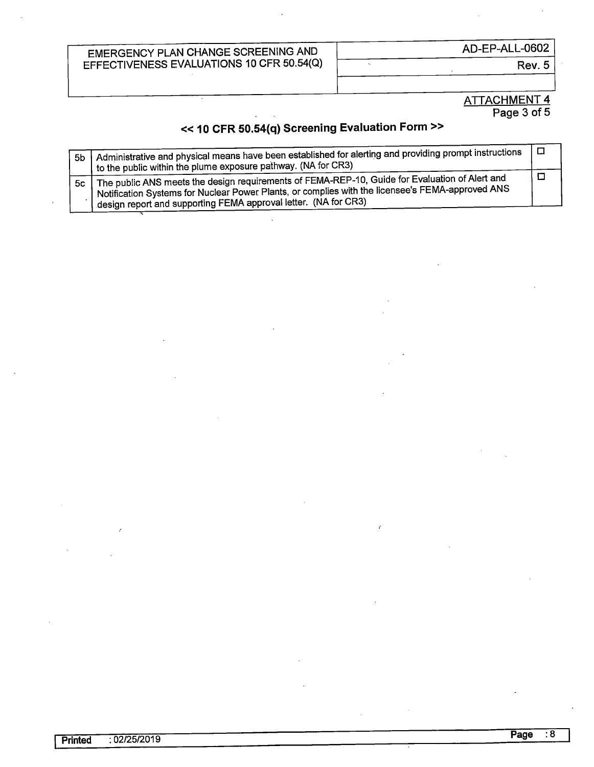ATTACHMENT 4

## << 10 CFR 50.54(q) Screening Evaluation Form >>

| | | |
|---|---|---|
| 5b | Administrative and physical means have been established for alerting and providing prompt instructions to the public within the plume exposure pathway. (NA for CR3) | ☐ |
| 5c | The public ANS meets the design requirements of FEMA-REP-10, Guide for Evaluation of Alert and Notification Systems for Nuclear Power Plants, or complies with the licensee's FEMA-approved ANS design report and supporting FEMA approval letter. (NA for CR3) | ☐ |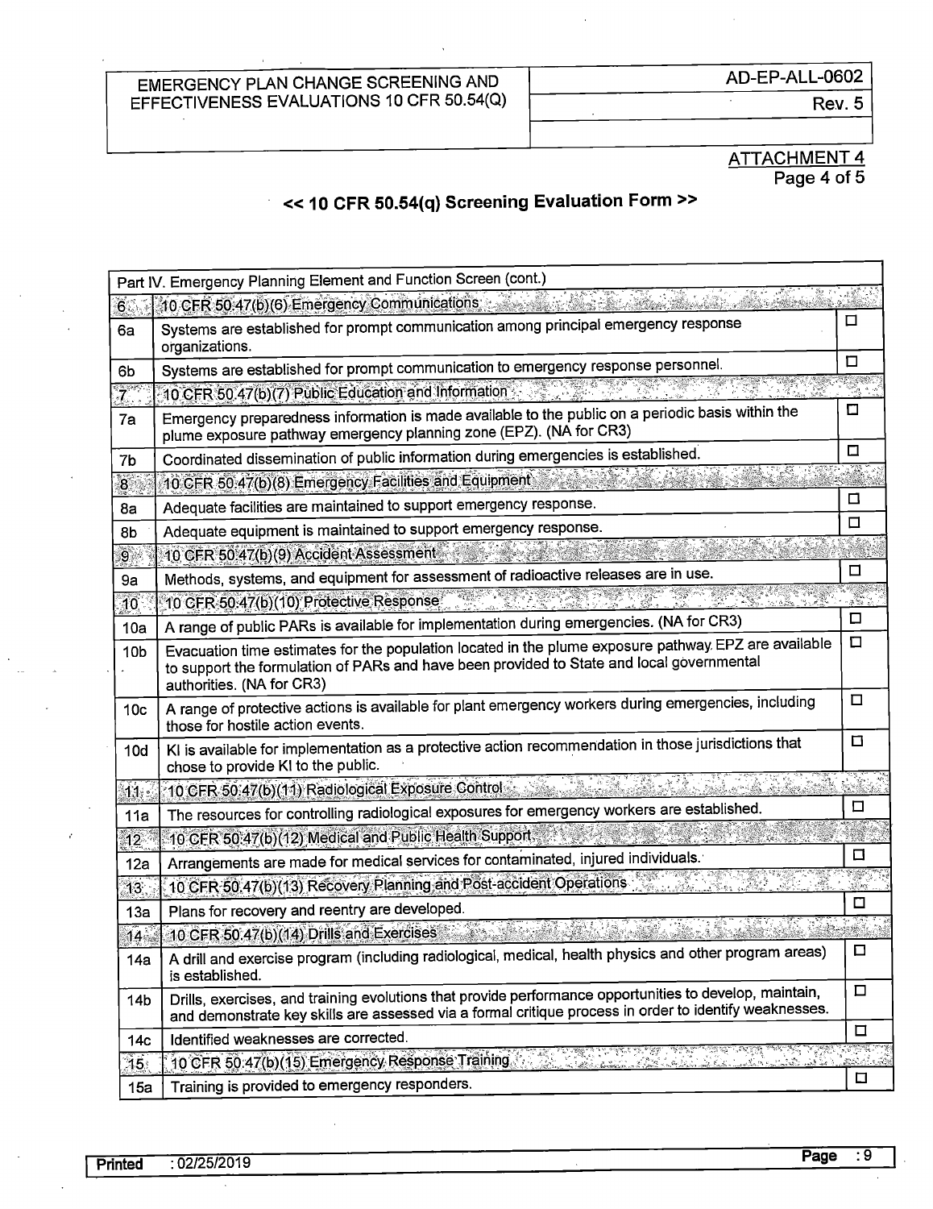ATTACHMENT 4

## << 10 CFR 50.54(q) Screening Evaluation Form >>

| Part IV. Emergency Planning Element and Function Screen (cont.) | | |
|---|---|---|
| 6 | 10 CFR 50.47(b)(6) Emergency Communications | |
| 6a | Systems are established for prompt communication among principal emergency response organizations. | ☐ |
| 6b | Systems are established for prompt communication to emergency response personnel. | ☐ |
| 7 | 10 CFR 50.47(b)(7) Public Education and Information | |
| 7a | Emergency preparedness information is made available to the public on a periodic basis within the plume exposure pathway emergency planning zone (EPZ). (NA for CR3) | ☐ |
| 7b | Coordinated dissemination of public information during emergencies is established. | ☐ |
| 8 | 10 CFR 50.47(b)(8) Emergency Facilities and Equipment | |
| 8a | Adequate facilities are maintained to support emergency response. | ☐ |
| 8b | Adequate equipment is maintained to support emergency response. | ☐ |
| 9 | 10 CFR 50.47(b)(9) Accident Assessment | |
| 9a | Methods, systems, and equipment for assessment of radioactive releases are in use. | ☐ |
| 10 | 10 CFR 50.47(b)(10) Protective Response | |
| 10a | A range of public PARs is available for implementation during emergencies. (NA for CR3) | ☐ |
| 10b | Evacuation time estimates for the population located in the plume exposure pathway EPZ are available to support the formulation of PARs and have been provided to State and local governmental authorities. (NA for CR3) | ☐ |
| 10c | A range of protective actions is available for plant emergency workers during emergencies, including those for hostile action events. | ☐ |
| 10d | KI is available for implementation as a protective action recommendation in those jurisdictions that chose to provide KI to the public. | ☐ |
| 11 | 10 CFR 50.47(b)(11) Radiological Exposure Control | |
| 11a | The resources for controlling radiological exposures for emergency workers are established. | ☐ |
| 12 | 10 CFR 50.47(b)(12) Medical and Public Health Support | |
| 12a | Arrangements are made for medical services for contaminated, injured individuals. | ☐ |
| 13 | 10 CFR 50.47(b)(13) Recovery Planning and Post-accident Operations | |
| 13a | Plans for recovery and reentry are developed. | ☐ |
| 14 | 10 CFR 50.47(b)(14) Drills and Exercises | |
| 14a | A drill and exercise program (including radiological, medical, health physics and other program areas) is established. | ☐ |
| 14b | Drills, exercises, and training evolutions that provide performance opportunities to develop, maintain, and demonstrate key skills are assessed via a formal critique process in order to identify weaknesses. | ☐ |
| 14c | Identified weaknesses are corrected. | ☐ |
| 15 | 10 CFR 50.47(b)(15) Emergency Response Training | |
| 15a | Training is provided to emergency responders. | ☐ |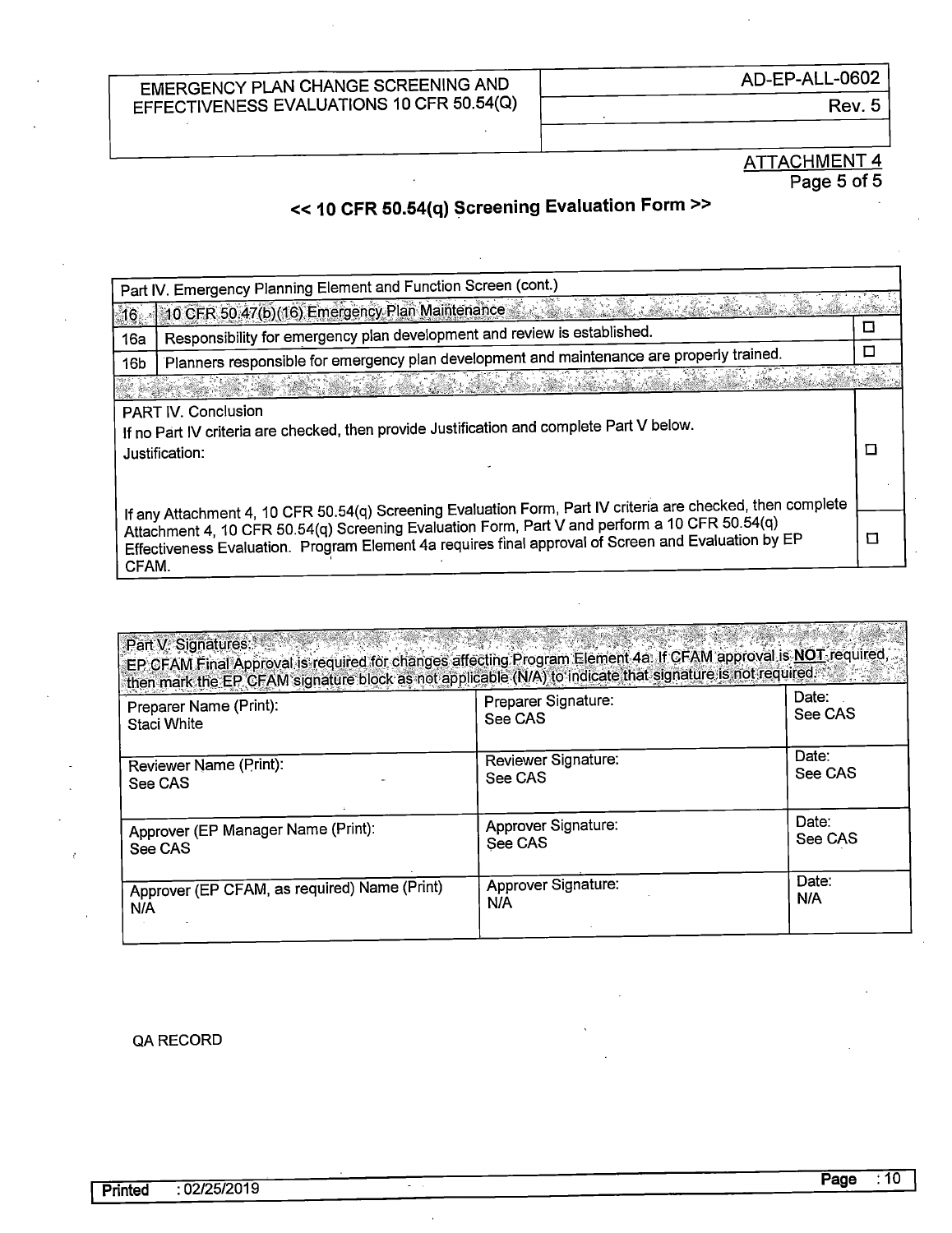| EMERGENCY PLAN CHANGE SCREENING AND EFFECTIVENESS EVALUATIONS 10 CFR 50.54(Q) | AD-EP-ALL-0602 |
| --- | --- |
| | Rev. 5 |

ATTACHMENT 4
Page 5 of 5

## << 10 CFR 50.54(q) Screening Evaluation Form >>

| Part IV. Emergency Planning Element and Function Screen (cont.) | | |
| --- | --- | --- |
| 16 | 10 CFR 50.47(b)(16) Emergency Plan Maintenance | |
| 16a | Responsibility for emergency plan development and review is established. | ☐ |
| 16b | Planners responsible for emergency plan development and maintenance are properly trained. | ☐ |
| PART IV. Conclusion<br>If no Part IV criteria are checked, then provide Justification and complete Part V below.<br>Justification: | | ☐ |
| If any Attachment 4, 10 CFR 50.54(q) Screening Evaluation Form, Part IV criteria are checked, then complete Attachment 4, 10 CFR 50.54(q) Screening Evaluation Form, Part V and perform a 10 CFR 50.54(q) Effectiveness Evaluation. Program Element 4a requires final approval of Screen and Evaluation by EP CFAM. | | ☐ |

| Part V. Signatures:<br>EP CFAM Final Approval is required for changes affecting Program Element 4a. If CFAM approval is **NOT** required, then mark the EP CFAM signature block as not applicable (N/A) to indicate that signature is not required. | | |
| --- | --- | --- |
| Preparer Name (Print):<br>Staci White | Preparer Signature:<br>See CAS | Date:<br>See CAS |
| Reviewer Name (Print):<br>See CAS | Reviewer Signature:<br>See CAS | Date:<br>See CAS |
| Approver (EP Manager Name (Print):<br>See CAS | Approver Signature:<br>See CAS | Date:<br>See CAS |
| Approver (EP CFAM, as required) Name (Print)<br>N/A | Approver Signature:<br>N/A | Date:<br>N/A |

QA RECORD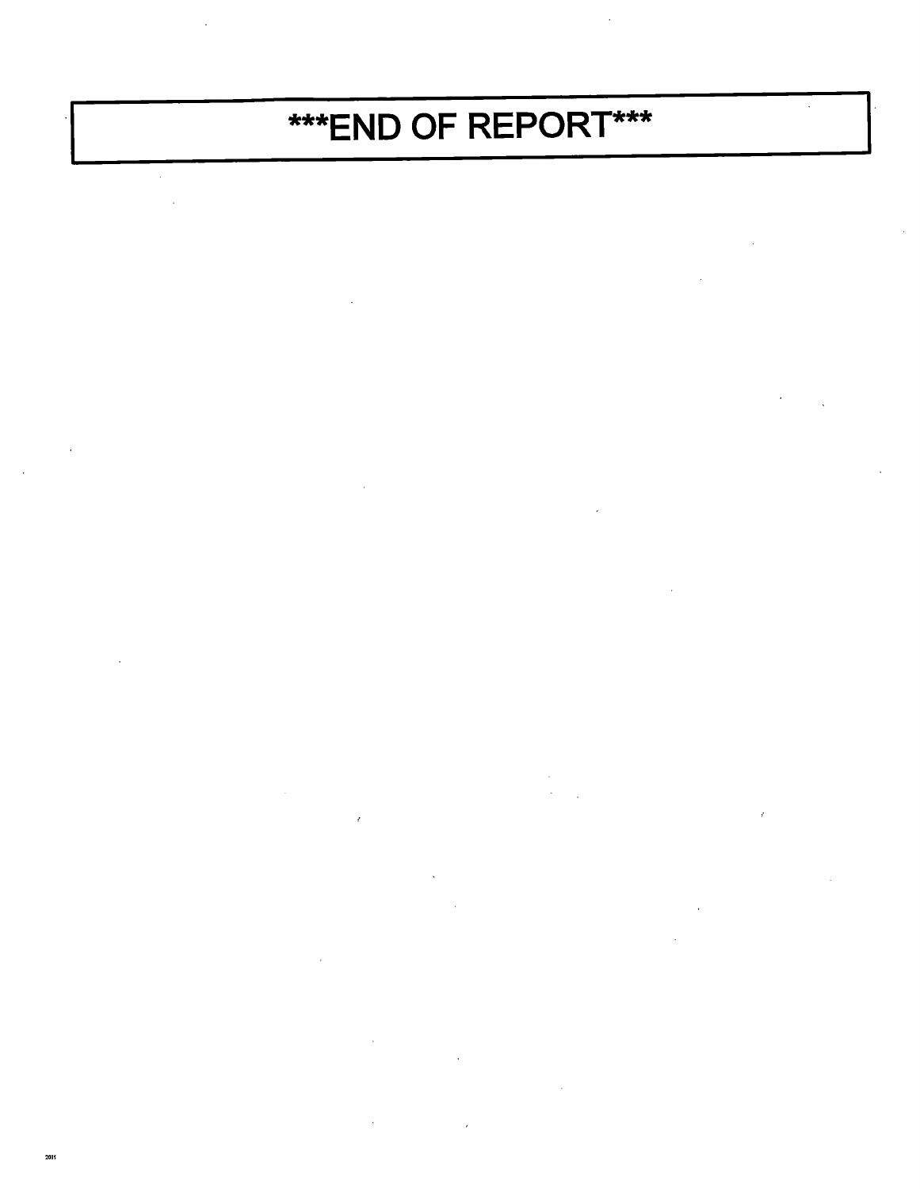***END OF REPORT***